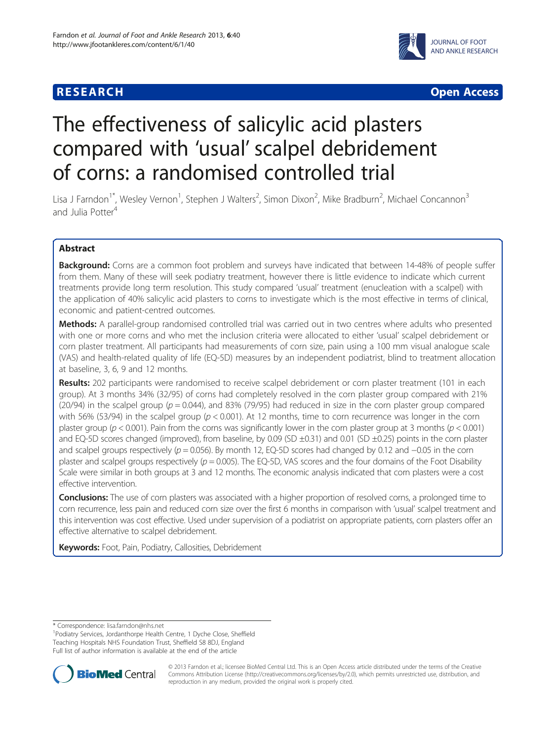**RESEARCH Open Access**

# The effectiveness of salicylic acid plasters compared with 'usual' scalpel debridement of corns: a randomised controlled trial

Lisa J Farndon[1*], Wesley Vernon[1], Stephen J Walters[2], Simon Dixon[2], Mike Bradburn[2], Michael Concannon[3] and Julia Potter[4]

## Abstract

**Background:** Corns are a common foot problem and surveys have indicated that between 14-48% of people suffer from them. Many of these will seek podiatry treatment, however there is little evidence to indicate which current treatments provide long term resolution. This study compared 'usual' treatment (enucleation with a scalpel) with the application of 40% salicylic acid plasters to corns to investigate which is the most effective in terms of clinical, economic and patient-centred outcomes.

**Methods:** A parallel-group randomised controlled trial was carried out in two centres where adults who presented with one or more corns and who met the inclusion criteria were allocated to either 'usual' scalpel debridement or corn plaster treatment. All participants had measurements of corn size, pain using a 100 mm visual analogue scale (VAS) and health-related quality of life (EQ-5D) measures by an independent podiatrist, blind to treatment allocation at baseline, 3, 6, 9 and 12 months.

**Results:** 202 participants were randomised to receive scalpel debridement or corn plaster treatment (101 in each group). At 3 months 34% (32/95) of corns had completely resolved in the corn plaster group compared with 21% (20/94) in the scalpel group ($p = 0.044$), and 83% (79/95) had reduced in size in the corn plaster group compared with 56% (53/94) in the scalpel group ($p < 0.001$). At 12 months, time to corn recurrence was longer in the corn plaster group ($p < 0.001$). Pain from the corns was significantly lower in the corn plaster group at 3 months ($p < 0.001$) and EQ-5D scores changed (improved), from baseline, by 0.09 (SD ±0.31) and 0.01 (SD ±0.25) points in the corn plaster and scalpel groups respectively ($p = 0.056$). By month 12, EQ-5D scores had changed by 0.12 and −0.05 in the corn plaster and scalpel groups respectively ($p = 0.005$). The EQ-5D, VAS scores and the four domains of the Foot Disability Scale were similar in both groups at 3 and 12 months. The economic analysis indicated that corn plasters were a cost effective intervention.

**Conclusions:** The use of corn plasters was associated with a higher proportion of resolved corns, a prolonged time to corn recurrence, less pain and reduced corn size over the first 6 months in comparison with 'usual' scalpel treatment and this intervention was cost effective. Used under supervision of a podiatrist on appropriate patients, corn plasters offer an effective alternative to scalpel debridement.

**Keywords:** Foot, Pain, Podiatry, Callosities, Debridement

---

* Correspondence: lisa.farndon@nhs.net
[1]Podiatry Services, Jordanthorpe Health Centre, 1 Dyche Close, Sheffield Teaching Hospitals NHS Foundation Trust, Sheffield S8 8DJ, England
Full list of author information is available at the end of the article

© 2013 Farndon et al.; licensee BioMed Central Ltd. This is an Open Access article distributed under the terms of the Creative Commons Attribution License (http://creativecommons.org/licenses/by/2.0), which permits unrestricted use, distribution, and reproduction in any medium, provided the original work is properly cited.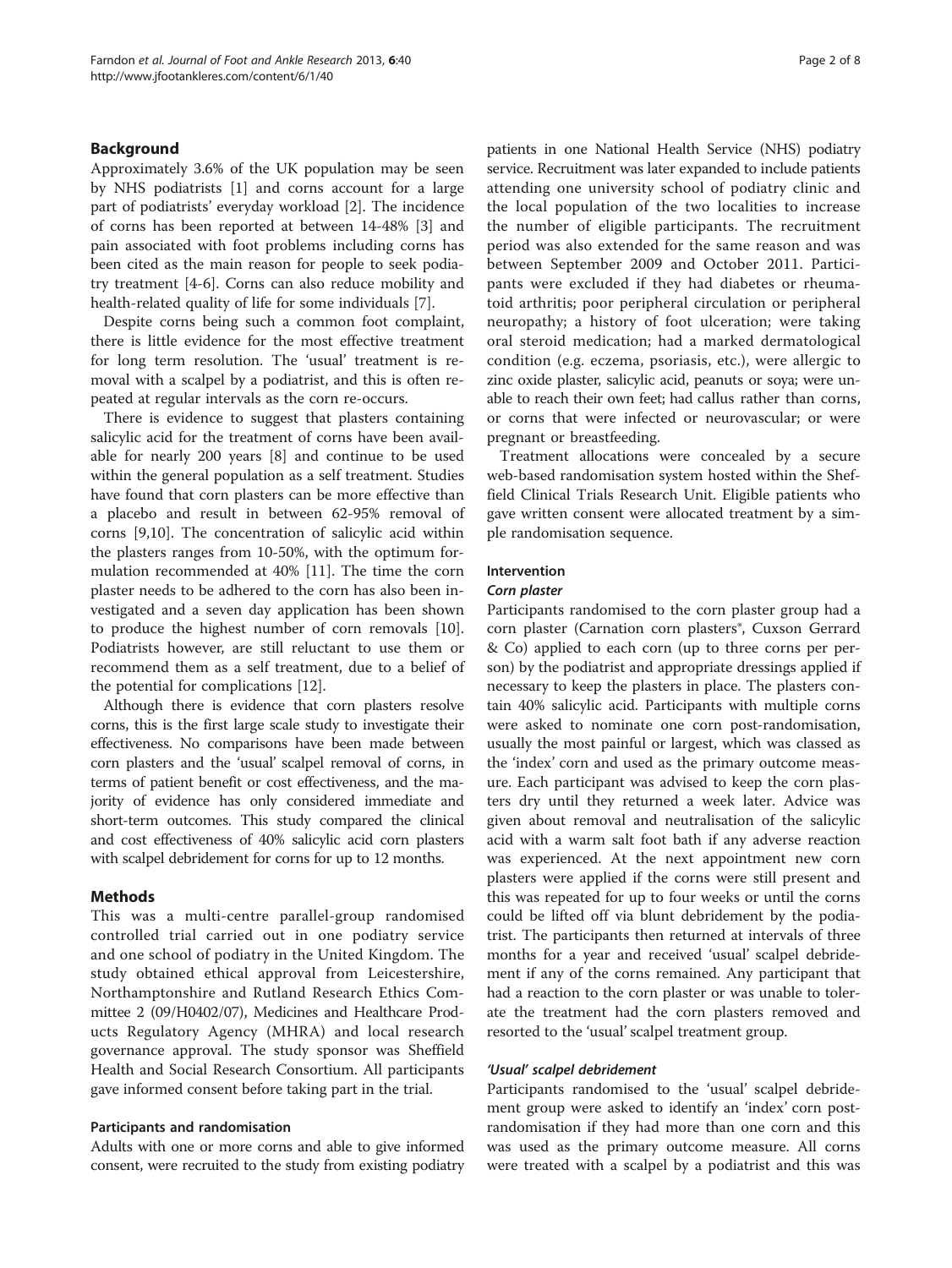## Background

Approximately 3.6% of the UK population may be seen by NHS podiatrists [1] and corns account for a large part of podiatrists' everyday workload [2]. The incidence of corns has been reported at between 14-48% [3] and pain associated with foot problems including corns has been cited as the main reason for people to seek podiatry treatment [4-6]. Corns can also reduce mobility and health-related quality of life for some individuals [7].

Despite corns being such a common foot complaint, there is little evidence for the most effective treatment for long term resolution. The 'usual' treatment is removal with a scalpel by a podiatrist, and this is often repeated at regular intervals as the corn re-occurs.

There is evidence to suggest that plasters containing salicylic acid for the treatment of corns have been available for nearly 200 years [8] and continue to be used within the general population as a self treatment. Studies have found that corn plasters can be more effective than a placebo and result in between 62-95% removal of corns [9,10]. The concentration of salicylic acid within the plasters ranges from 10-50%, with the optimum formulation recommended at 40% [11]. The time the corn plaster needs to be adhered to the corn has also been investigated and a seven day application has been shown to produce the highest number of corn removals [10]. Podiatrists however, are still reluctant to use them or recommend them as a self treatment, due to a belief of the potential for complications [12].

Although there is evidence that corn plasters resolve corns, this is the first large scale study to investigate their effectiveness. No comparisons have been made between corn plasters and the 'usual' scalpel removal of corns, in terms of patient benefit or cost effectiveness, and the majority of evidence has only considered immediate and short-term outcomes. This study compared the clinical and cost effectiveness of 40% salicylic acid corn plasters with scalpel debridement for corns for up to 12 months.

## Methods

This was a multi-centre parallel-group randomised controlled trial carried out in one podiatry service and one school of podiatry in the United Kingdom. The study obtained ethical approval from Leicestershire, Northamptonshire and Rutland Research Ethics Committee 2 (09/H0402/07), Medicines and Healthcare Products Regulatory Agency (MHRA) and local research governance approval. The study sponsor was Sheffield Health and Social Research Consortium. All participants gave informed consent before taking part in the trial.

### Participants and randomisation

Adults with one or more corns and able to give informed consent, were recruited to the study from existing podiatry patients in one National Health Service (NHS) podiatry service. Recruitment was later expanded to include patients attending one university school of podiatry clinic and the local population of the two localities to increase the number of eligible participants. The recruitment period was also extended for the same reason and was between September 2009 and October 2011. Participants were excluded if they had diabetes or rheumatoid arthritis; poor peripheral circulation or peripheral neuropathy; a history of foot ulceration; were taking oral steroid medication; had a marked dermatological condition (e.g. eczema, psoriasis, etc.), were allergic to zinc oxide plaster, salicylic acid, peanuts or soya; were unable to reach their own feet; had callus rather than corns, or corns that were infected or neurovascular; or were pregnant or breastfeeding.

Treatment allocations were concealed by a secure web-based randomisation system hosted within the Sheffield Clinical Trials Research Unit. Eligible patients who gave written consent were allocated treatment by a simple randomisation sequence.

### Intervention

#### *Corn plaster*

Participants randomised to the corn plaster group had a corn plaster (Carnation corn plasters®, Cuxson Gerrard & Co) applied to each corn (up to three corns per person) by the podiatrist and appropriate dressings applied if necessary to keep the plasters in place. The plasters contain 40% salicylic acid. Participants with multiple corns were asked to nominate one corn post-randomisation, usually the most painful or largest, which was classed as the 'index' corn and used as the primary outcome measure. Each participant was advised to keep the corn plasters dry until they returned a week later. Advice was given about removal and neutralisation of the salicylic acid with a warm salt foot bath if any adverse reaction was experienced. At the next appointment new corn plasters were applied if the corns were still present and this was repeated for up to four weeks or until the corns could be lifted off via blunt debridement by the podiatrist. The participants then returned at intervals of three months for a year and received 'usual' scalpel debridement if any of the corns remained. Any participant that had a reaction to the corn plaster or was unable to tolerate the treatment had the corn plasters removed and resorted to the 'usual' scalpel treatment group.

#### *'Usual' scalpel debridement*

Participants randomised to the 'usual' scalpel debridement group were asked to identify an 'index' corn post-randomisation if they had more than one corn and this was used as the primary outcome measure. All corns were treated with a scalpel by a podiatrist and this was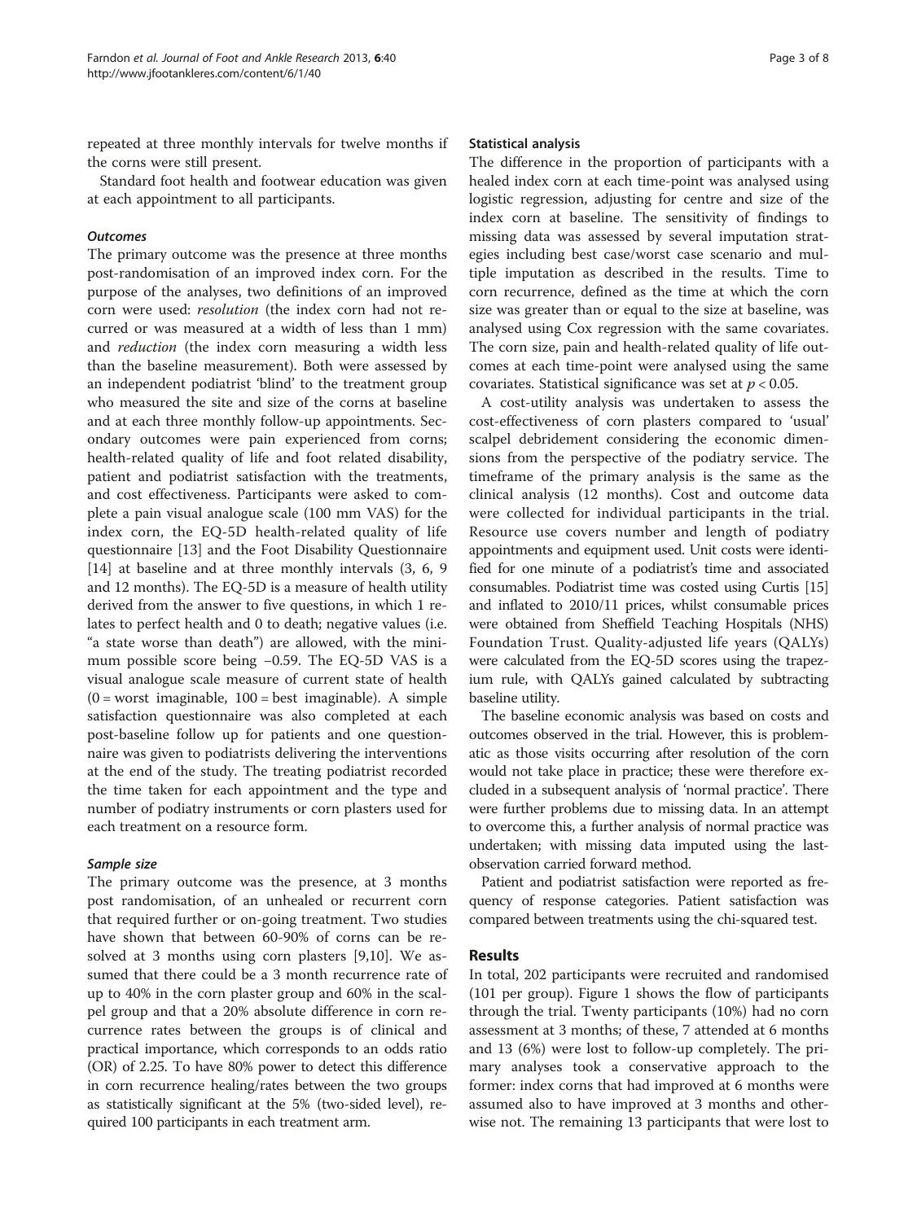repeated at three monthly intervals for twelve months if the corns were still present.

Standard foot health and footwear education was given at each appointment to all participants.

#### *Outcomes*

The primary outcome was the presence at three months post-randomisation of an improved index corn. For the purpose of the analyses, two definitions of an improved corn were used: *resolution* (the index corn had not recurred or was measured at a width of less than 1 mm) and *reduction* (the index corn measuring a width less than the baseline measurement). Both were assessed by an independent podiatrist 'blind' to the treatment group who measured the site and size of the corns at baseline and at each three monthly follow-up appointments. Secondary outcomes were pain experienced from corns; health-related quality of life and foot related disability, patient and podiatrist satisfaction with the treatments, and cost effectiveness. Participants were asked to complete a pain visual analogue scale (100 mm VAS) for the index corn, the EQ-5D health-related quality of life questionnaire [13] and the Foot Disability Questionnaire [14] at baseline and at three monthly intervals (3, 6, 9 and 12 months). The EQ-5D is a measure of health utility derived from the answer to five questions, in which 1 relates to perfect health and 0 to death; negative values (i.e. "a state worse than death") are allowed, with the minimum possible score being −0.59. The EQ-5D VAS is a visual analogue scale measure of current state of health (0 = worst imaginable, 100 = best imaginable). A simple satisfaction questionnaire was also completed at each post-baseline follow up for patients and one questionnaire was given to podiatrists delivering the interventions at the end of the study. The treating podiatrist recorded the time taken for each appointment and the type and number of podiatry instruments or corn plasters used for each treatment on a resource form.

#### *Sample size*

The primary outcome was the presence, at 3 months post randomisation, of an unhealed or recurrent corn that required further or on-going treatment. Two studies have shown that between 60-90% of corns can be resolved at 3 months using corn plasters [9,10]. We assumed that there could be a 3 month recurrence rate of up to 40% in the corn plaster group and 60% in the scalpel group and that a 20% absolute difference in corn recurrence rates between the groups is of clinical and practical importance, which corresponds to an odds ratio (OR) of 2.25. To have 80% power to detect this difference in corn recurrence healing/rates between the two groups as statistically significant at the 5% (two-sided level), required 100 participants in each treatment arm.

### Statistical analysis

The difference in the proportion of participants with a healed index corn at each time-point was analysed using logistic regression, adjusting for centre and size of the index corn at baseline. The sensitivity of findings to missing data was assessed by several imputation strategies including best case/worst case scenario and multiple imputation as described in the results. Time to corn recurrence, defined as the time at which the corn size was greater than or equal to the size at baseline, was analysed using Cox regression with the same covariates. The corn size, pain and health-related quality of life outcomes at each time-point were analysed using the same covariates. Statistical significance was set at $p < 0.05$.

A cost-utility analysis was undertaken to assess the cost-effectiveness of corn plasters compared to 'usual' scalpel debridement considering the economic dimensions from the perspective of the podiatry service. The timeframe of the primary analysis is the same as the clinical analysis (12 months). Cost and outcome data were collected for individual participants in the trial. Resource use covers number and length of podiatry appointments and equipment used. Unit costs were identified for one minute of a podiatrist's time and associated consumables. Podiatrist time was costed using Curtis [15] and inflated to 2010/11 prices, whilst consumable prices were obtained from Sheffield Teaching Hospitals (NHS) Foundation Trust. Quality-adjusted life years (QALYs) were calculated from the EQ-5D scores using the trapezium rule, with QALYs gained calculated by subtracting baseline utility.

The baseline economic analysis was based on costs and outcomes observed in the trial. However, this is problematic as those visits occurring after resolution of the corn would not take place in practice; these were therefore excluded in a subsequent analysis of 'normal practice'. There were further problems due to missing data. In an attempt to overcome this, a further analysis of normal practice was undertaken; with missing data imputed using the last-observation carried forward method.

Patient and podiatrist satisfaction were reported as frequency of response categories. Patient satisfaction was compared between treatments using the chi-squared test.

## Results

In total, 202 participants were recruited and randomised (101 per group). Figure 1 shows the flow of participants through the trial. Twenty participants (10%) had no corn assessment at 3 months; of these, 7 attended at 6 months and 13 (6%) were lost to follow-up completely. The primary analyses took a conservative approach to the former: index corns that had improved at 6 months were assumed also to have improved at 3 months and otherwise not. The remaining 13 participants that were lost to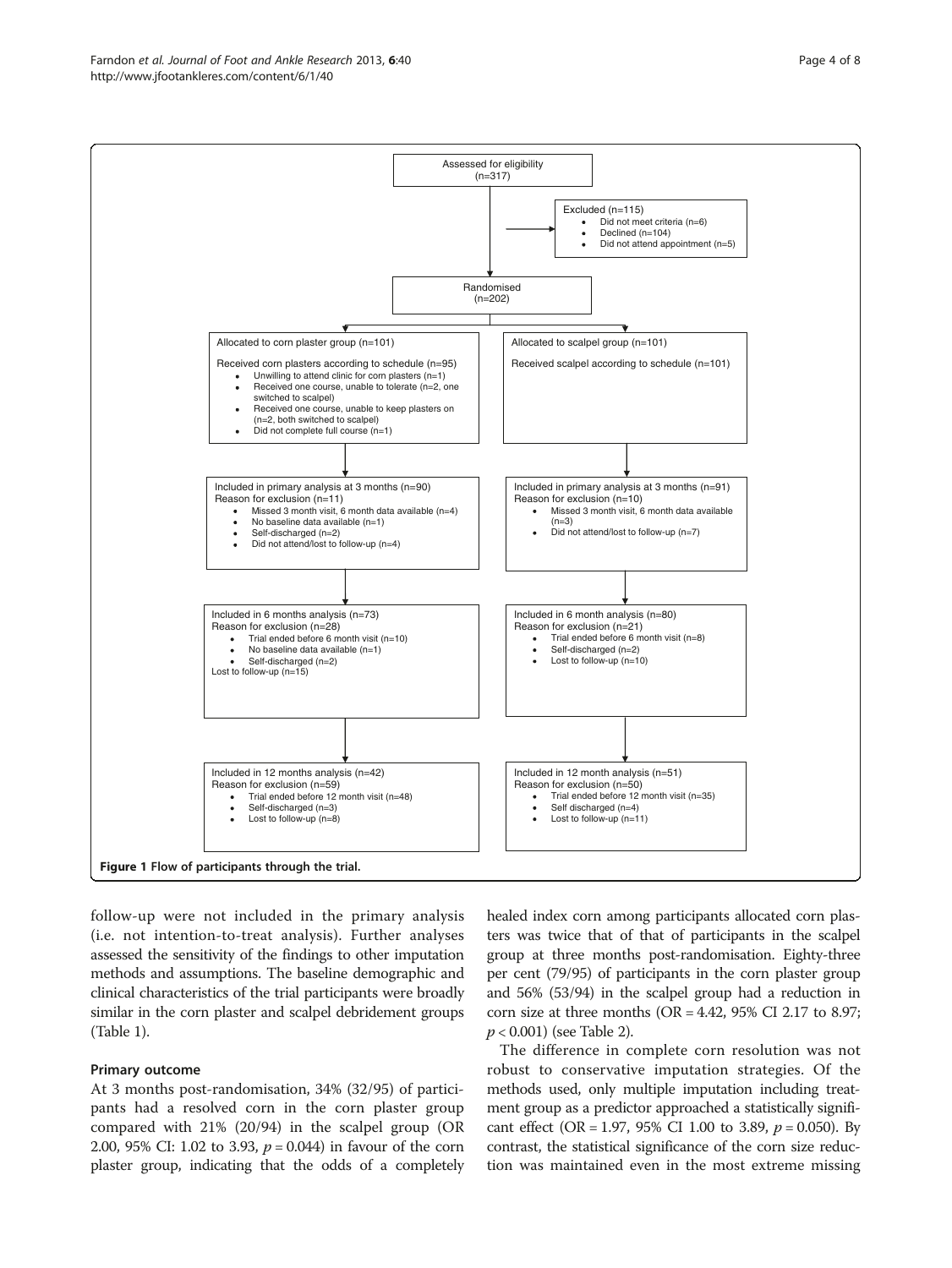Assessed for eligibility (n=317)

Excluded (n=115)
- Did not meet criteria (n=6)
- Declined (n=104)
- Did not attend appointment (n=5)

Randomised (n=202)

Allocated to corn plaster group (n=101)

Received corn plasters according to schedule (n=95)
- Unwilling to attend clinic for corn plasters (n=1)
- Received one course, unable to tolerate (n=2, one switched to scalpel)
- Received one course, unable to keep plasters on (n=2, both switched to scalpel)
- Did not complete full course (n=1)

Allocated to scalpel group (n=101)

Received scalpel according to schedule (n=101)

Included in primary analysis at 3 months (n=90)
Reason for exclusion (n=11)
- Missed 3 month visit, 6 month data available (n=4)
- No baseline data available (n=1)
- Self-discharged (n=2)
- Did not attend/lost to follow-up (n=4)

Included in primary analysis at 3 months (n=91)
Reason for exclusion (n=10)
- Missed 3 month visit, 6 month data available (n=3)
- Did not attend/lost to follow-up (n=7)

Included in 6 months analysis (n=73)
Reason for exclusion (n=28)
- Trial ended before 6 month visit (n=10)
- No baseline data available (n=1)
- Self-discharged (n=2)

Lost to follow-up (n=15)

Included in 6 month analysis (n=80)
Reason for exclusion (n=21)
- Trial ended before 6 month visit (n=8)
- Self-discharged (n=2)
- Lost to follow-up (n=10)

Included in 12 months analysis (n=42)
Reason for exclusion (n=59)
- Trial ended before 12 month visit (n=48)
- Self-discharged (n=3)
- Lost to follow-up (n=8)

Included in 12 month analysis (n=51)
Reason for exclusion (n=50)
- Trial ended before 12 month visit (n=35)
- Self discharged (n=4)
- Lost to follow-up (n=11)

**Figure 1 Flow of participants through the trial.**

follow-up were not included in the primary analysis (i.e. not intention-to-treat analysis). Further analyses assessed the sensitivity of the findings to other imputation methods and assumptions. The baseline demographic and clinical characteristics of the trial participants were broadly similar in the corn plaster and scalpel debridement groups (Table 1).

### Primary outcome

At 3 months post-randomisation, 34% (32/95) of participants had a resolved corn in the corn plaster group compared with 21% (20/94) in the scalpel group (OR 2.00, 95% CI: 1.02 to 3.93, $p = 0.044$) in favour of the corn plaster group, indicating that the odds of a completely healed index corn among participants allocated corn plasters was twice that of that of participants in the scalpel group at three months post-randomisation. Eighty-three per cent (79/95) of participants in the corn plaster group and 56% (53/94) in the scalpel group had a reduction in corn size at three months (OR = 4.42, 95% CI 2.17 to 8.97; $p < 0.001$) (see Table 2).

The difference in complete corn resolution was not robust to conservative imputation strategies. Of the methods used, only multiple imputation including treatment group as a predictor approached a statistically significant effect (OR = 1.97, 95% CI 1.00 to 3.89, $p = 0.050$). By contrast, the statistical significance of the corn size reduction was maintained even in the most extreme missing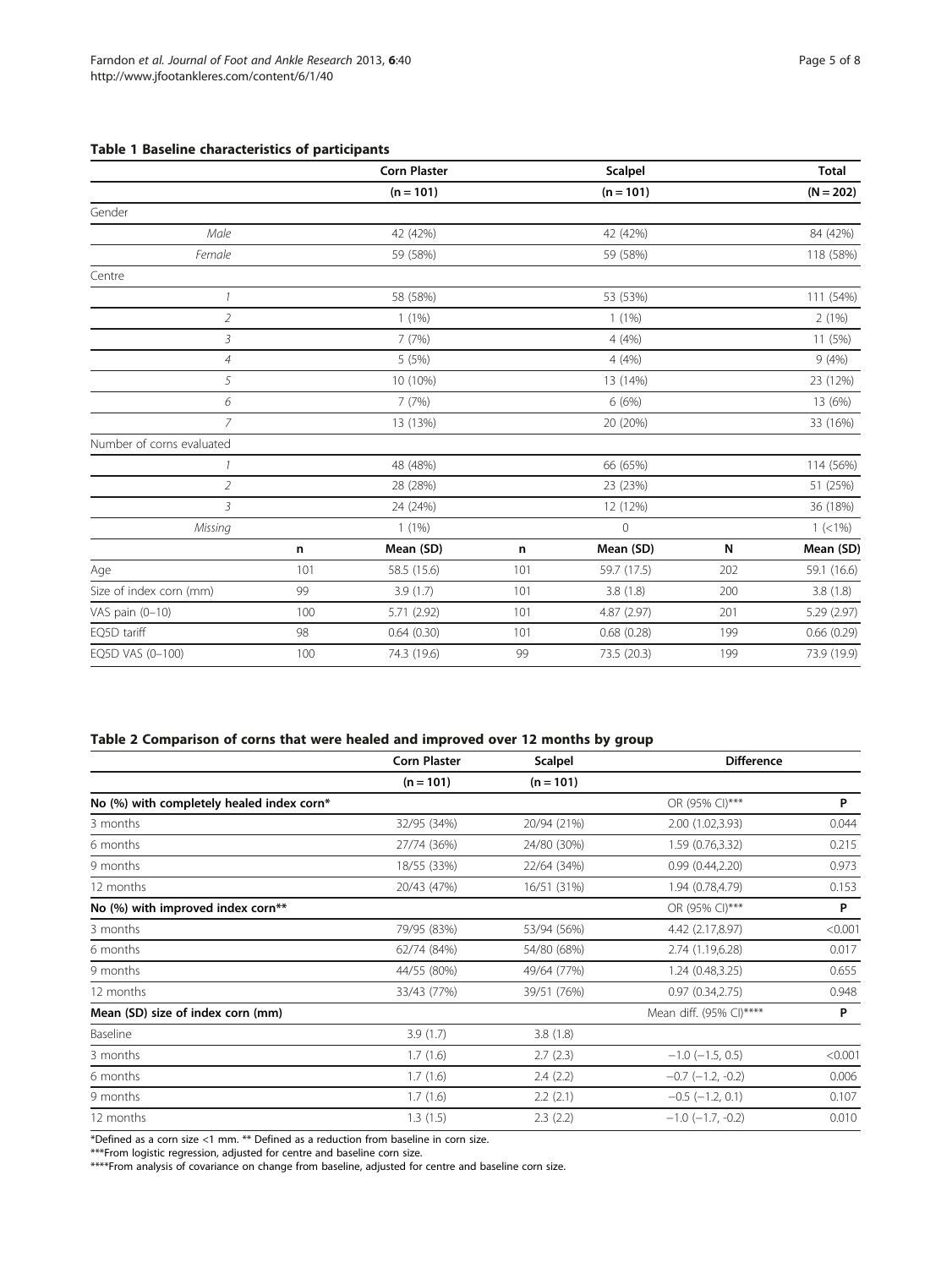**Table 1 Baseline characteristics of participants**

| | Corn Plaster | | Scalpel | | Total | |
|---|---|---|---|---|---|---|
| | (n = 101) | | (n = 101) | | (N = 202) | |
| Gender | | | | | | |
| *Male* | | 42 (42%) | | 42 (42%) | | 84 (42%) |
| *Female* | | 59 (58%) | | 59 (58%) | | 118 (58%) |
| Centre | | | | | | |
| *1* | | 58 (58%) | | 53 (53%) | | 111 (54%) |
| *2* | | 1 (1%) | | 1 (1%) | | 2 (1%) |
| *3* | | 7 (7%) | | 4 (4%) | | 11 (5%) |
| *4* | | 5 (5%) | | 4 (4%) | | 9 (4%) |
| *5* | | 10 (10%) | | 13 (14%) | | 23 (12%) |
| *6* | | 7 (7%) | | 6 (6%) | | 13 (6%) |
| *7* | | 13 (13%) | | 20 (20%) | | 33 (16%) |
| Number of corns evaluated | | | | | | |
| *1* | | 48 (48%) | | 66 (65%) | | 114 (56%) |
| *2* | | 28 (28%) | | 23 (23%) | | 51 (25%) |
| *3* | | 24 (24%) | | 12 (12%) | | 36 (18%) |
| *Missing* | | 1 (1%) | | 0 | | 1 (<1%) |
| | **n** | **Mean (SD)** | **n** | **Mean (SD)** | **N** | **Mean (SD)** |
| Age | 101 | 58.5 (15.6) | 101 | 59.7 (17.5) | 202 | 59.1 (16.6) |
| Size of index corn (mm) | 99 | 3.9 (1.7) | 101 | 3.8 (1.8) | 200 | 3.8 (1.8) |
| VAS pain (0–10) | 100 | 5.71 (2.92) | 101 | 4.87 (2.97) | 201 | 5.29 (2.97) |
| EQ5D tariff | 98 | 0.64 (0.30) | 101 | 0.68 (0.28) | 199 | 0.66 (0.29) |
| EQ5D VAS (0–100) | 100 | 74.3 (19.6) | 99 | 73.5 (20.3) | 199 | 73.9 (19.9) |

**Table 2 Comparison of corns that were healed and improved over 12 months by group**

| | Corn Plaster | Scalpel | Difference | |
|---|---|---|---|---|
| | (n = 101) | (n = 101) | | |
| **No (%) with completely healed index corn*** | | | OR (95% CI)*** | **P** |
| 3 months | 32/95 (34%) | 20/94 (21%) | 2.00 (1.02,3.93) | 0.044 |
| 6 months | 27/74 (36%) | 24/80 (30%) | 1.59 (0.76,3.32) | 0.215 |
| 9 months | 18/55 (33%) | 22/64 (34%) | 0.99 (0.44,2.20) | 0.973 |
| 12 months | 20/43 (47%) | 16/51 (31%) | 1.94 (0.78,4.79) | 0.153 |
| **No (%) with improved index corn**** | | | OR (95% CI)*** | **P** |
| 3 months | 79/95 (83%) | 53/94 (56%) | 4.42 (2.17,8.97) | <0.001 |
| 6 months | 62/74 (84%) | 54/80 (68%) | 2.74 (1.19,6.28) | 0.017 |
| 9 months | 44/55 (80%) | 49/64 (77%) | 1.24 (0.48,3.25) | 0.655 |
| 12 months | 33/43 (77%) | 39/51 (76%) | 0.97 (0.34,2.75) | 0.948 |
| **Mean (SD) size of index corn (mm)** | | | Mean diff. (95% CI)**** | **P** |
| Baseline | 3.9 (1.7) | 3.8 (1.8) | | |
| 3 months | 1.7 (1.6) | 2.7 (2.3) | −1.0 (−1.5, 0.5) | <0.001 |
| 6 months | 1.7 (1.6) | 2.4 (2.2) | −0.7 (−1.2, -0.2) | 0.006 |
| 9 months | 1.7 (1.6) | 2.2 (2.1) | −0.5 (−1.2, 0.1) | 0.107 |
| 12 months | 1.3 (1.5) | 2.3 (2.2) | −1.0 (−1.7, -0.2) | 0.010 |

*Defined as a corn size <1 mm. ** Defined as a reduction from baseline in corn size.
***From logistic regression, adjusted for centre and baseline corn size.
****From analysis of covariance on change from baseline, adjusted for centre and baseline corn size.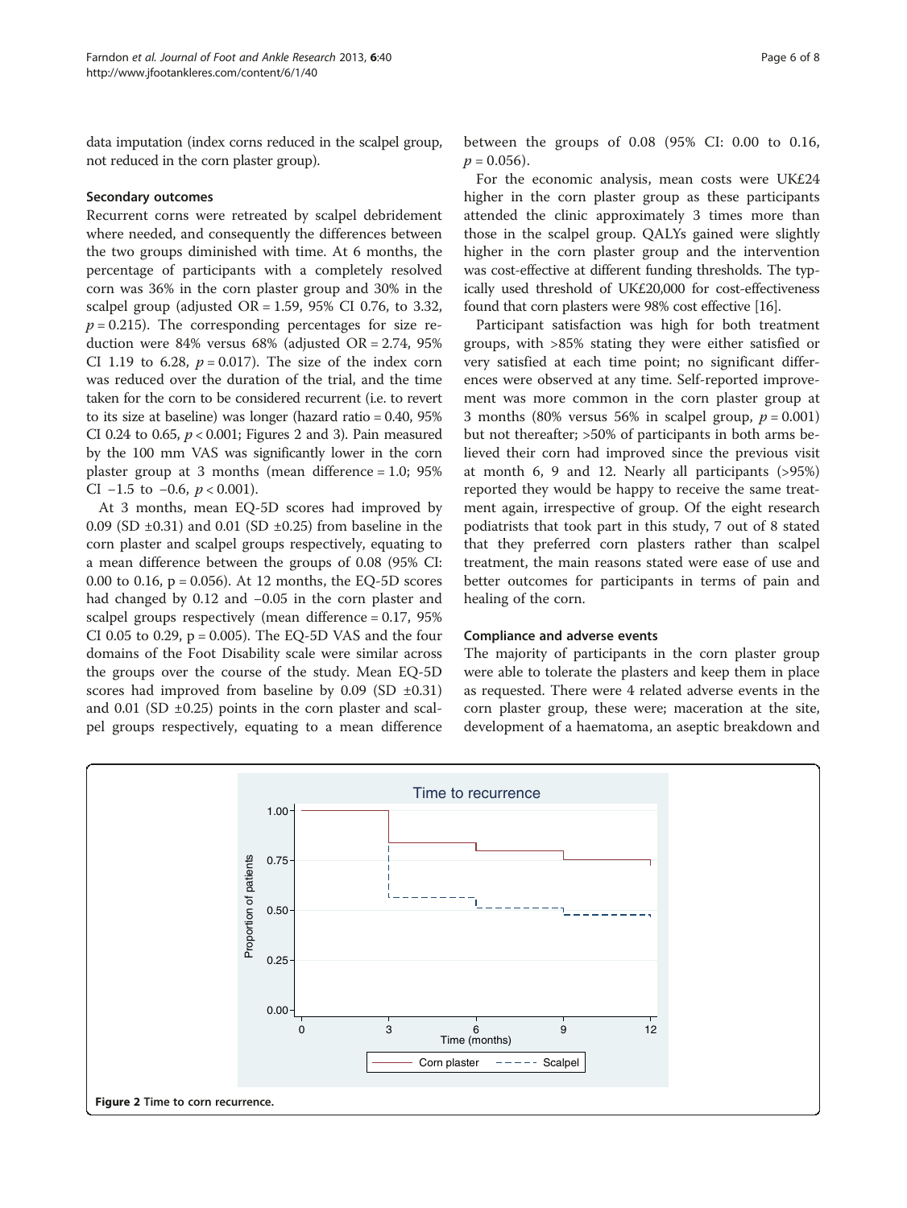data imputation (index corns reduced in the scalpel group, not reduced in the corn plaster group).

### Secondary outcomes

Recurrent corns were retreated by scalpel debridement where needed, and consequently the differences between the two groups diminished with time. At 6 months, the percentage of participants with a completely resolved corn was 36% in the corn plaster group and 30% in the scalpel group (adjusted OR = 1.59, 95% CI 0.76, to 3.32, $p = 0.215$). The corresponding percentages for size reduction were 84% versus 68% (adjusted OR = 2.74, 95% CI 1.19 to 6.28, $p = 0.017$). The size of the index corn was reduced over the duration of the trial, and the time taken for the corn to be considered recurrent (i.e. to revert to its size at baseline) was longer (hazard ratio = 0.40, 95% CI 0.24 to 0.65, $p < 0.001$; Figures 2 and 3). Pain measured by the 100 mm VAS was significantly lower in the corn plaster group at 3 months (mean difference = 1.0; 95% CI −1.5 to −0.6, $p < 0.001$).

At 3 months, mean EQ-5D scores had improved by 0.09 (SD ±0.31) and 0.01 (SD ±0.25) from baseline in the corn plaster and scalpel groups respectively, equating to a mean difference between the groups of 0.08 (95% CI: 0.00 to 0.16, p = 0.056). At 12 months, the EQ-5D scores had changed by 0.12 and −0.05 in the corn plaster and scalpel groups respectively (mean difference = 0.17, 95% CI 0.05 to 0.29, p = 0.005). The EQ-5D VAS and the four domains of the Foot Disability scale were similar across the groups over the course of the study. Mean EQ-5D scores had improved from baseline by 0.09 (SD ±0.31) and 0.01 (SD ±0.25) points in the corn plaster and scalpel groups respectively, equating to a mean difference between the groups of 0.08 (95% CI: 0.00 to 0.16, $p = 0.056$).

For the economic analysis, mean costs were UK£24 higher in the corn plaster group as these participants attended the clinic approximately 3 times more than those in the scalpel group. QALYs gained were slightly higher in the corn plaster group and the intervention was cost-effective at different funding thresholds. The typically used threshold of UK£20,000 for cost-effectiveness found that corn plasters were 98% cost effective [16].

Participant satisfaction was high for both treatment groups, with >85% stating they were either satisfied or very satisfied at each time point; no significant differences were observed at any time. Self-reported improvement was more common in the corn plaster group at 3 months (80% versus 56% in scalpel group, $p = 0.001$) but not thereafter; >50% of participants in both arms believed their corn had improved since the previous visit at month 6, 9 and 12. Nearly all participants (>95%) reported they would be happy to receive the same treatment again, irrespective of group. Of the eight research podiatrists that took part in this study, 7 out of 8 stated that they preferred corn plasters rather than scalpel treatment, the main reasons stated were ease of use and better outcomes for participants in terms of pain and healing of the corn.

### Compliance and adverse events

The majority of participants in the corn plaster group were able to tolerate the plasters and keep them in place as requested. There were 4 related adverse events in the corn plaster group, these were; maceration at the site, development of a haematoma, an aseptic breakdown and

**Figure 2** Time to corn recurrence.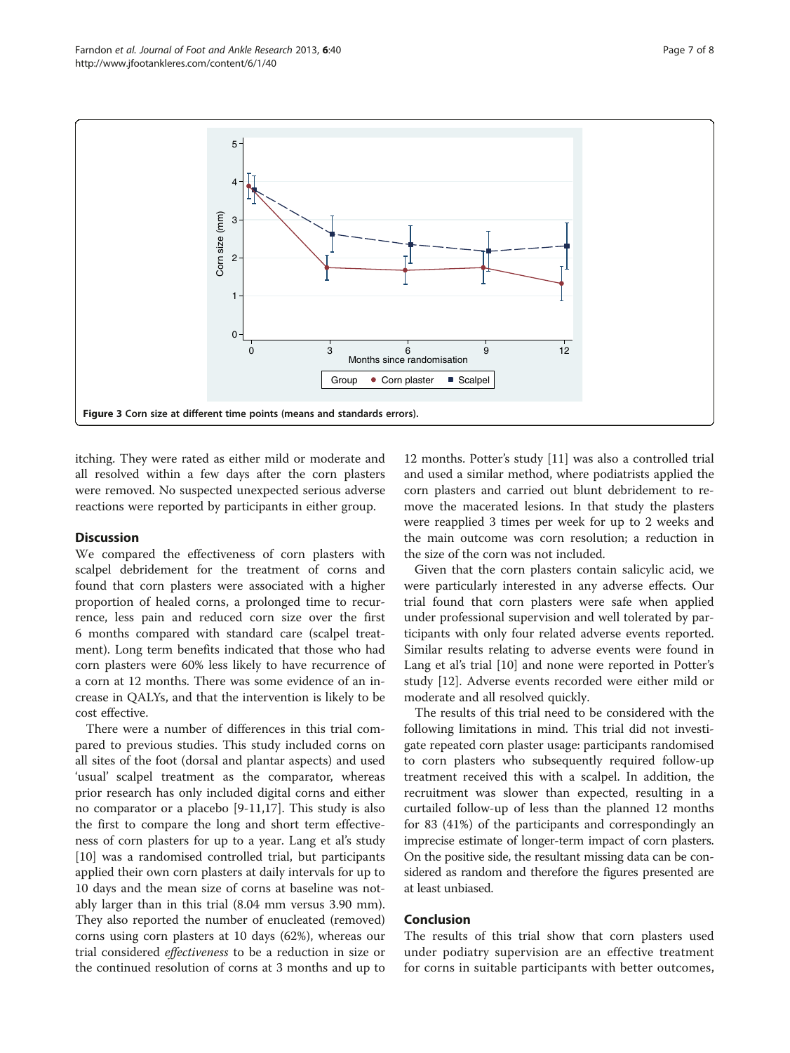Figure 3 Corn size at different time points (means and standards errors).

itching. They were rated as either mild or moderate and all resolved within a few days after the corn plasters were removed. No suspected unexpected serious adverse reactions were reported by participants in either group.

## Discussion

We compared the effectiveness of corn plasters with scalpel debridement for the treatment of corns and found that corn plasters were associated with a higher proportion of healed corns, a prolonged time to recurrence, less pain and reduced corn size over the first 6 months compared with standard care (scalpel treatment). Long term benefits indicated that those who had corn plasters were 60% less likely to have recurrence of a corn at 12 months. There was some evidence of an increase in QALYs, and that the intervention is likely to be cost effective.

There were a number of differences in this trial compared to previous studies. This study included corns on all sites of the foot (dorsal and plantar aspects) and used 'usual' scalpel treatment as the comparator, whereas prior research has only included digital corns and either no comparator or a placebo [9-11,17]. This study is also the first to compare the long and short term effectiveness of corn plasters for up to a year. Lang et al's study [10] was a randomised controlled trial, but participants applied their own corn plasters at daily intervals for up to 10 days and the mean size of corns at baseline was notably larger than in this trial (8.04 mm versus 3.90 mm). They also reported the number of enucleated (removed) corns using corn plasters at 10 days (62%), whereas our trial considered *effectiveness* to be a reduction in size or the continued resolution of corns at 3 months and up to 12 months. Potter's study [11] was also a controlled trial and used a similar method, where podiatrists applied the corn plasters and carried out blunt debridement to remove the macerated lesions. In that study the plasters were reapplied 3 times per week for up to 2 weeks and the main outcome was corn resolution; a reduction in the size of the corn was not included.

Given that the corn plasters contain salicylic acid, we were particularly interested in any adverse effects. Our trial found that corn plasters were safe when applied under professional supervision and well tolerated by participants with only four related adverse events reported. Similar results relating to adverse events were found in Lang et al's trial [10] and none were reported in Potter's study [12]. Adverse events recorded were either mild or moderate and all resolved quickly.

The results of this trial need to be considered with the following limitations in mind. This trial did not investigate repeated corn plaster usage: participants randomised to corn plasters who subsequently required follow-up treatment received this with a scalpel. In addition, the recruitment was slower than expected, resulting in a curtailed follow-up of less than the planned 12 months for 83 (41%) of the participants and correspondingly an imprecise estimate of longer-term impact of corn plasters. On the positive side, the resultant missing data can be considered as random and therefore the figures presented are at least unbiased.

## Conclusion

The results of this trial show that corn plasters used under podiatry supervision are an effective treatment for corns in suitable participants with better outcomes,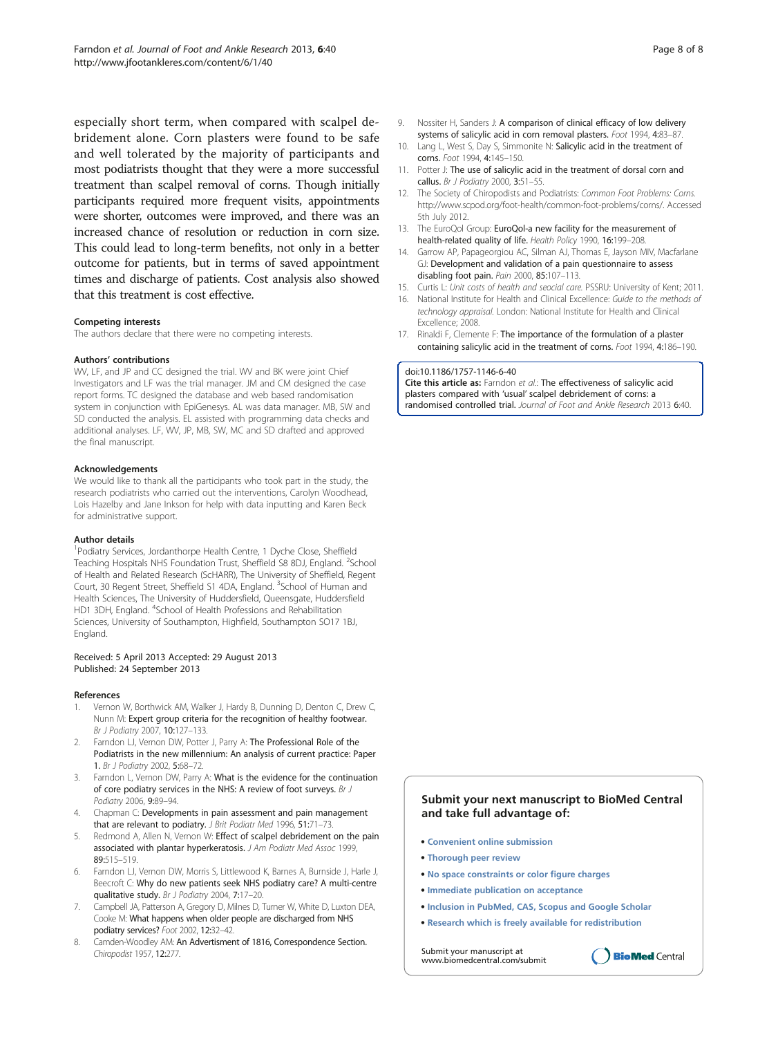especially short term, when compared with scalpel debridement alone. Corn plasters were found to be safe and well tolerated by the majority of participants and most podiatrists thought that they were a more successful treatment than scalpel removal of corns. Though initially participants required more frequent visits, appointments were shorter, outcomes were improved, and there was an increased chance of resolution or reduction in corn size. This could lead to long-term benefits, not only in a better outcome for patients, but in terms of saved appointment times and discharge of patients. Cost analysis also showed that this treatment is cost effective.

#### Competing interests

The authors declare that there were no competing interests.

#### Authors' contributions

WV, LF, and JP and CC designed the trial. WV and BK were joint Chief Investigators and LF was the trial manager. JM and CM designed the case report forms. TC designed the database and web based randomisation system in conjunction with EpiGenesys. AL was data manager. MB, SW and SD conducted the analysis. EL assisted with programming data checks and additional analyses. LF, WV, JP, MB, SW, MC and SD drafted and approved the final manuscript.

#### Acknowledgements

We would like to thank all the participants who took part in the study, the research podiatrists who carried out the interventions, Carolyn Woodhead, Lois Hazelby and Jane Inkson for help with data inputting and Karen Beck for administrative support.

#### Author details

[1]Podiatry Services, Jordanthorpe Health Centre, 1 Dyche Close, Sheffield Teaching Hospitals NHS Foundation Trust, Sheffield S8 8DJ, England. [2]School of Health and Related Research (ScHARR), The University of Sheffield, Regent Court, 30 Regent Street, Sheffield S1 4DA, England. [3]School of Human and Health Sciences, The University of Huddersfield, Queensgate, Huddersfield HD1 3DH, England. [4]School of Health Professions and Rehabilitation Sciences, University of Southampton, Highfield, Southampton SO17 1BJ, England.

Received: 5 April 2013 Accepted: 29 August 2013
Published: 24 September 2013

#### References

1. Vernon W, Borthwick AM, Walker J, Hardy B, Dunning D, Denton C, Drew C, Nunn M: **Expert group criteria for the recognition of healthy footwear.** *Br J Podiatry* 2007, **10**:127–133.
2. Farndon LJ, Vernon DW, Potter J, Parry A: **The Professional Role of the Podiatrists in the new millennium: An analysis of current practice: Paper 1.** *Br J Podiatry* 2002, **5**:68–72.
3. Farndon L, Vernon DW, Parry A: **What is the evidence for the continuation of core podiatry services in the NHS: A review of foot surveys.** *Br J Podiatry* 2006, **9**:89–94.
4. Chapman C: **Developments in pain assessment and pain management that are relevant to podiatry.** *J Brit Podiatr Med* 1996, **51**:71–73.
5. Redmond A, Allen N, Vernon W: **Effect of scalpel debridement on the pain associated with plantar hyperkeratosis.** *J Am Podiatr Med Assoc* 1999, **89**:515–519.
6. Farndon LJ, Vernon DW, Morris S, Littlewood K, Barnes A, Burnside J, Harle J, Beecroft C: **Why do new patients seek NHS podiatry care? A multi-centre qualitative study.** *Br J Podiatry* 2004, **7**:17–20.
7. Campbell JA, Patterson A, Gregory D, Milnes D, Turner W, White D, Luxton DEA, Cooke M: **What happens when older people are discharged from NHS podiatry services?** *Foot* 2002, **12**:32–42.
8. Camden-Woodley AM: **An Advertisment of 1816, Correspondence Section.** *Chiropodist* 1957, **12**:277.
9. Nossiter H, Sanders J: **A comparison of clinical efficacy of low delivery systems of salicylic acid in corn removal plasters.** *Foot* 1994, **4**:83–87.
10. Lang L, West S, Day S, Simmonite N: **Salicylic acid in the treatment of corns.** *Foot* 1994, **4**:145–150.
11. Potter J: **The use of salicylic acid in the treatment of dorsal corn and callus.** *Br J Podiatry* 2000, **3**:51–55.
12. The Society of Chiropodists and Podiatrists: *Common Foot Problems: Corns.* http://www.scpod.org/foot-health/common-foot-problems/corns/. Accessed 5th July 2012.
13. The EuroQol Group: **EuroQol-a new facility for the measurement of health-related quality of life.** *Health Policy* 1990, **16**:199–208.
14. Garrow AP, Papageorgiou AC, Silman AJ, Thomas E, Jayson MIV, Macfarlane GJ: **Development and validation of a pain questionnaire to assess disabling foot pain.** *Pain* 2000, **85**:107–113.
15. Curtis L: *Unit costs of health and seocial care.* PSSRU: University of Kent; 2011.
16. National Institute for Health and Clinical Excellence: *Guide to the methods of technology appraisal.* London: National Institute for Health and Clinical Excellence; 2008.
17. Rinaldi F, Clemente F: **The importance of the formulation of a plaster containing salicylic acid in the treatment of corns.** *Foot* 1994, **4**:186–190.

doi:10.1186/1757-1146-6-40
**Cite this article as:** Farndon *et al.*: The effectiveness of salicylic acid plasters compared with 'usual' scalpel debridement of corns: a randomised controlled trial. *Journal of Foot and Ankle Research* 2013 **6**:40.

**Submit your next manuscript to BioMed Central and take full advantage of:**

- Convenient online submission
- Thorough peer review
- No space constraints or color figure charges
- Immediate publication on acceptance
- Inclusion in PubMed, CAS, Scopus and Google Scholar
- Research which is freely available for redistribution

Submit your manuscript at www.biomedcentral.com/submit

BioMed Central